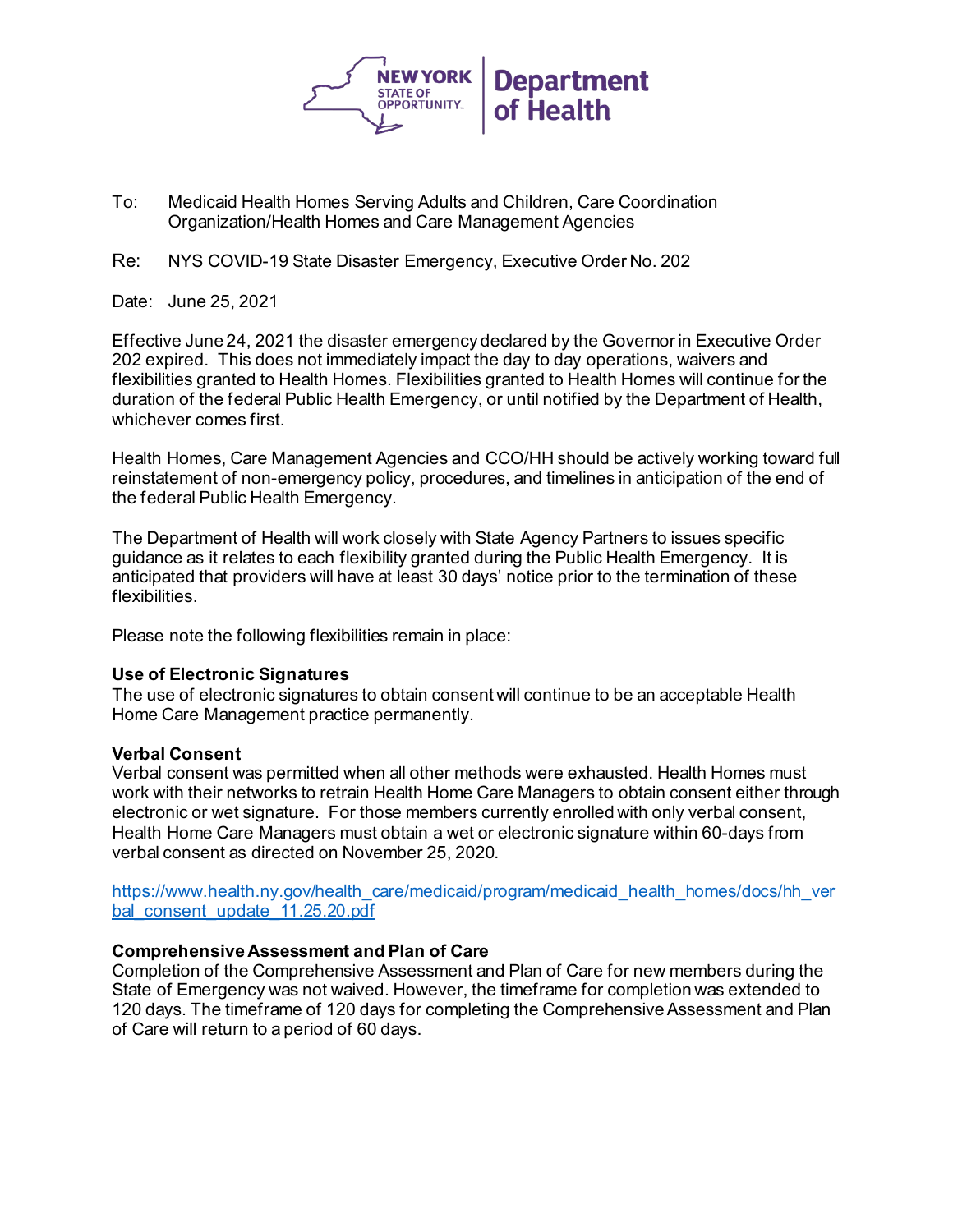NEW YORK STATE OF OPPORTUNITY. | Department of Health

To: Medicaid Health Homes Serving Adults and Children, Care Coordination Organization/Health Homes and Care Management Agencies

Re: NYS COVID-19 State Disaster Emergency, Executive Order No. 202

Date: June 25, 2021

Effective June 24, 2021 the disaster emergency declared by the Governor in Executive Order 202 expired. This does not immediately impact the day to day operations, waivers and flexibilities granted to Health Homes. Flexibilities granted to Health Homes will continue for the duration of the federal Public Health Emergency, or until notified by the Department of Health, whichever comes first.

Health Homes, Care Management Agencies and CCO/HH should be actively working toward full reinstatement of non-emergency policy, procedures, and timelines in anticipation of the end of the federal Public Health Emergency.

The Department of Health will work closely with State Agency Partners to issues specific guidance as it relates to each flexibility granted during the Public Health Emergency. It is anticipated that providers will have at least 30 days' notice prior to the termination of these flexibilities.

Please note the following flexibilities remain in place:

**Use of Electronic Signatures**
The use of electronic signatures to obtain consent will continue to be an acceptable Health Home Care Management practice permanently.

**Verbal Consent**
Verbal consent was permitted when all other methods were exhausted. Health Homes must work with their networks to retrain Health Home Care Managers to obtain consent either through electronic or wet signature. For those members currently enrolled with only verbal consent, Health Home Care Managers must obtain a wet or electronic signature within 60-days from verbal consent as directed on November 25, 2020.

https://www.health.ny.gov/health_care/medicaid/program/medicaid_health_homes/docs/hh_verbal_consent_update_11.25.20.pdf

**Comprehensive Assessment and Plan of Care**
Completion of the Comprehensive Assessment and Plan of Care for new members during the State of Emergency was not waived. However, the timeframe for completion was extended to 120 days. The timeframe of 120 days for completing the Comprehensive Assessment and Plan of Care will return to a period of 60 days.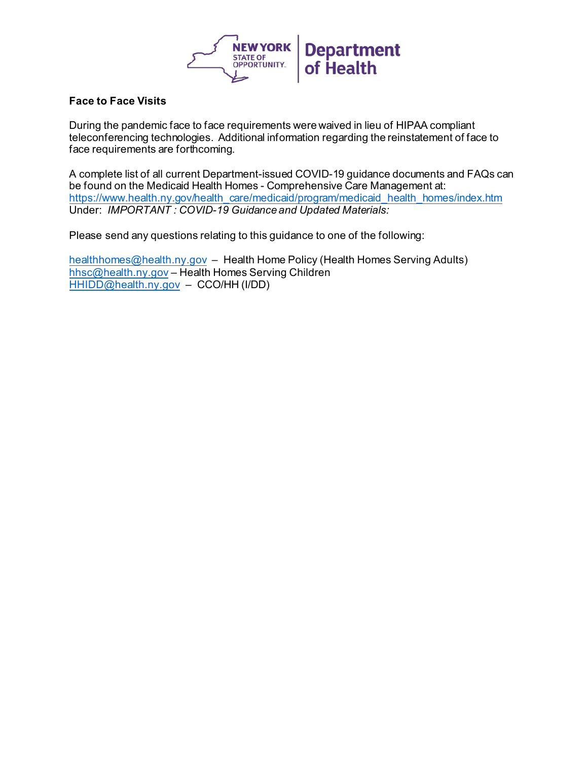**Face to Face Visits**

During the pandemic face to face requirements were waived in lieu of HIPAA compliant teleconferencing technologies. Additional information regarding the reinstatement of face to face requirements are forthcoming.

A complete list of all current Department-issued COVID-19 guidance documents and FAQs can be found on the Medicaid Health Homes - Comprehensive Care Management at: https://www.health.ny.gov/health_care/medicaid/program/medicaid_health_homes/index.htm Under: *IMPORTANT : COVID-19 Guidance and Updated Materials:*

Please send any questions relating to this guidance to one of the following:

healthhomes@health.ny.gov – Health Home Policy (Health Homes Serving Adults)
hhsc@health.ny.gov – Health Homes Serving Children
HHIDD@health.ny.gov – CCO/HH (I/DD)